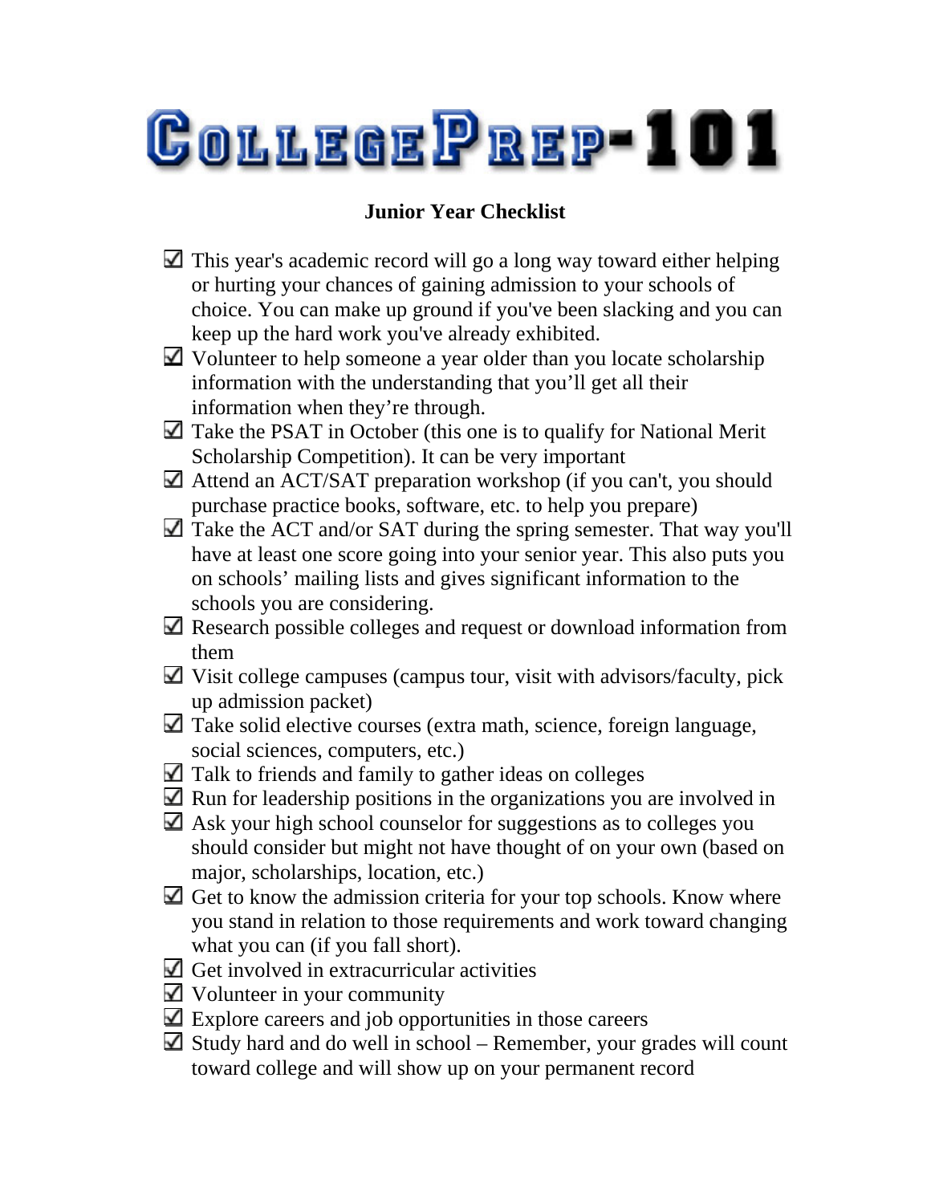# CollegePrep-101

## Junior Year Checklist

- ☑ This year's academic record will go a long way toward either helping or hurting your chances of gaining admission to your schools of choice. You can make up ground if you've been slacking and you can keep up the hard work you've already exhibited.
- ☑ Volunteer to help someone a year older than you locate scholarship information with the understanding that you'll get all their information when they're through.
- ☑ Take the PSAT in October (this one is to qualify for National Merit Scholarship Competition). It can be very important
- ☑ Attend an ACT/SAT preparation workshop (if you can't, you should purchase practice books, software, etc. to help you prepare)
- ☑ Take the ACT and/or SAT during the spring semester. That way you'll have at least one score going into your senior year. This also puts you on schools' mailing lists and gives significant information to the schools you are considering.
- ☑ Research possible colleges and request or download information from them
- ☑ Visit college campuses (campus tour, visit with advisors/faculty, pick up admission packet)
- ☑ Take solid elective courses (extra math, science, foreign language, social sciences, computers, etc.)
- ☑ Talk to friends and family to gather ideas on colleges
- ☑ Run for leadership positions in the organizations you are involved in
- ☑ Ask your high school counselor for suggestions as to colleges you should consider but might not have thought of on your own (based on major, scholarships, location, etc.)
- ☑ Get to know the admission criteria for your top schools. Know where you stand in relation to those requirements and work toward changing what you can (if you fall short).
- ☑ Get involved in extracurricular activities
- ☑ Volunteer in your community
- ☑ Explore careers and job opportunities in those careers
- ☑ Study hard and do well in school – Remember, your grades will count toward college and will show up on your permanent record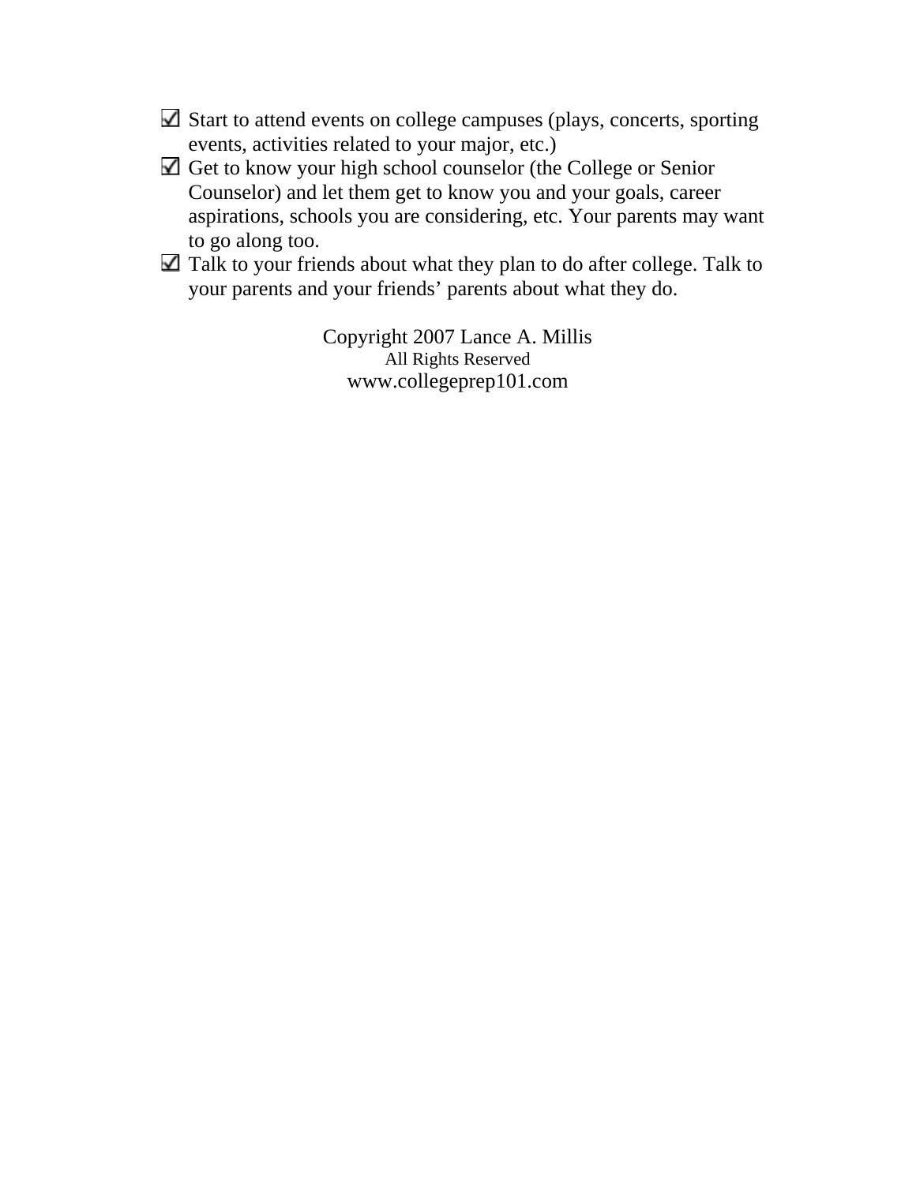- ☑ Start to attend events on college campuses (plays, concerts, sporting events, activities related to your major, etc.)
- ☑ Get to know your high school counselor (the College or Senior Counselor) and let them get to know you and your goals, career aspirations, schools you are considering, etc. Your parents may want to go along too.
- ☑ Talk to your friends about what they plan to do after college. Talk to your parents and your friends' parents about what they do.

Copyright 2007 Lance A. Millis
All Rights Reserved
www.collegeprep101.com